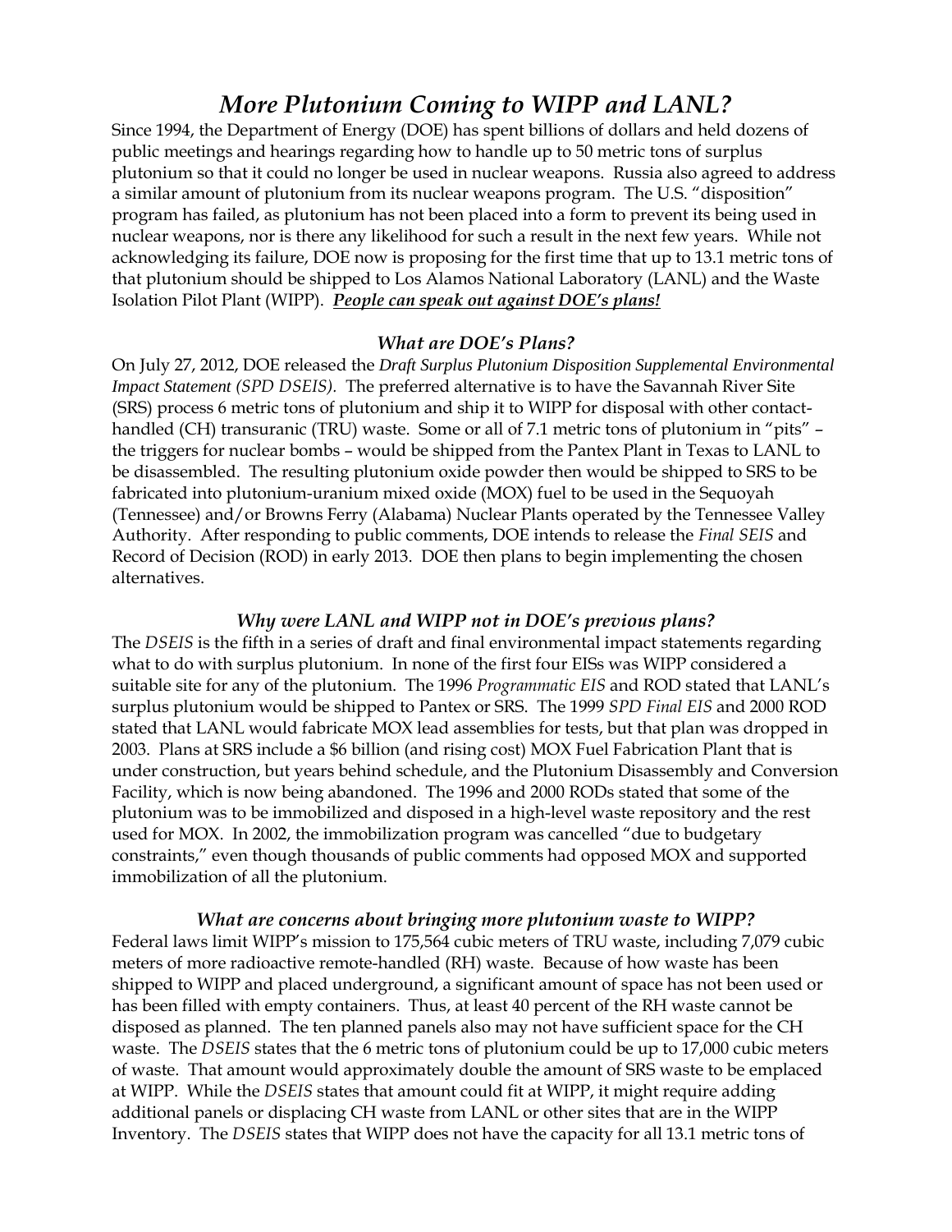# *More Plutonium Coming to WIPP and LANL?*

Since 1994, the Department of Energy (DOE) has spent billions of dollars and held dozens of public meetings and hearings regarding how to handle up to 50 metric tons of surplus plutonium so that it could no longer be used in nuclear weapons. Russia also agreed to address a similar amount of plutonium from its nuclear weapons program. The U.S. "disposition" program has failed, as plutonium has not been placed into a form to prevent its being used in nuclear weapons, nor is there any likelihood for such a result in the next few years. While not acknowledging its failure, DOE now is proposing for the first time that up to 13.1 metric tons of that plutonium should be shipped to Los Alamos National Laboratory (LANL) and the Waste Isolation Pilot Plant (WIPP). ***People can speak out against DOE's plans!***

### *What are DOE's Plans?*

On July 27, 2012, DOE released the *Draft Surplus Plutonium Disposition Supplemental Environmental Impact Statement (SPD DSEIS)*. The preferred alternative is to have the Savannah River Site (SRS) process 6 metric tons of plutonium and ship it to WIPP for disposal with other contact-handled (CH) transuranic (TRU) waste. Some or all of 7.1 metric tons of plutonium in "pits" – the triggers for nuclear bombs – would be shipped from the Pantex Plant in Texas to LANL to be disassembled. The resulting plutonium oxide powder then would be shipped to SRS to be fabricated into plutonium-uranium mixed oxide (MOX) fuel to be used in the Sequoyah (Tennessee) and/or Browns Ferry (Alabama) Nuclear Plants operated by the Tennessee Valley Authority. After responding to public comments, DOE intends to release the *Final SEIS* and Record of Decision (ROD) in early 2013. DOE then plans to begin implementing the chosen alternatives.

### *Why were LANL and WIPP not in DOE's previous plans?*

The *DSEIS* is the fifth in a series of draft and final environmental impact statements regarding what to do with surplus plutonium. In none of the first four EISs was WIPP considered a suitable site for any of the plutonium. The 1996 *Programmatic EIS* and ROD stated that LANL's surplus plutonium would be shipped to Pantex or SRS. The 1999 *SPD Final EIS* and 2000 ROD stated that LANL would fabricate MOX lead assemblies for tests, but that plan was dropped in 2003. Plans at SRS include a $6 billion (and rising cost) MOX Fuel Fabrication Plant that is under construction, but years behind schedule, and the Plutonium Disassembly and Conversion Facility, which is now being abandoned. The 1996 and 2000 RODs stated that some of the plutonium was to be immobilized and disposed in a high-level waste repository and the rest used for MOX. In 2002, the immobilization program was cancelled "due to budgetary constraints," even though thousands of public comments had opposed MOX and supported immobilization of all the plutonium.

### *What are concerns about bringing more plutonium waste to WIPP?*

Federal laws limit WIPP's mission to 175,564 cubic meters of TRU waste, including 7,079 cubic meters of more radioactive remote-handled (RH) waste. Because of how waste has been shipped to WIPP and placed underground, a significant amount of space has not been used or has been filled with empty containers. Thus, at least 40 percent of the RH waste cannot be disposed as planned. The ten planned panels also may not have sufficient space for the CH waste. The *DSEIS* states that the 6 metric tons of plutonium could be up to 17,000 cubic meters of waste. That amount would approximately double the amount of SRS waste to be emplaced at WIPP. While the *DSEIS* states that amount could fit at WIPP, it might require adding additional panels or displacing CH waste from LANL or other sites that are in the WIPP Inventory. The *DSEIS* states that WIPP does not have the capacity for all 13.1 metric tons of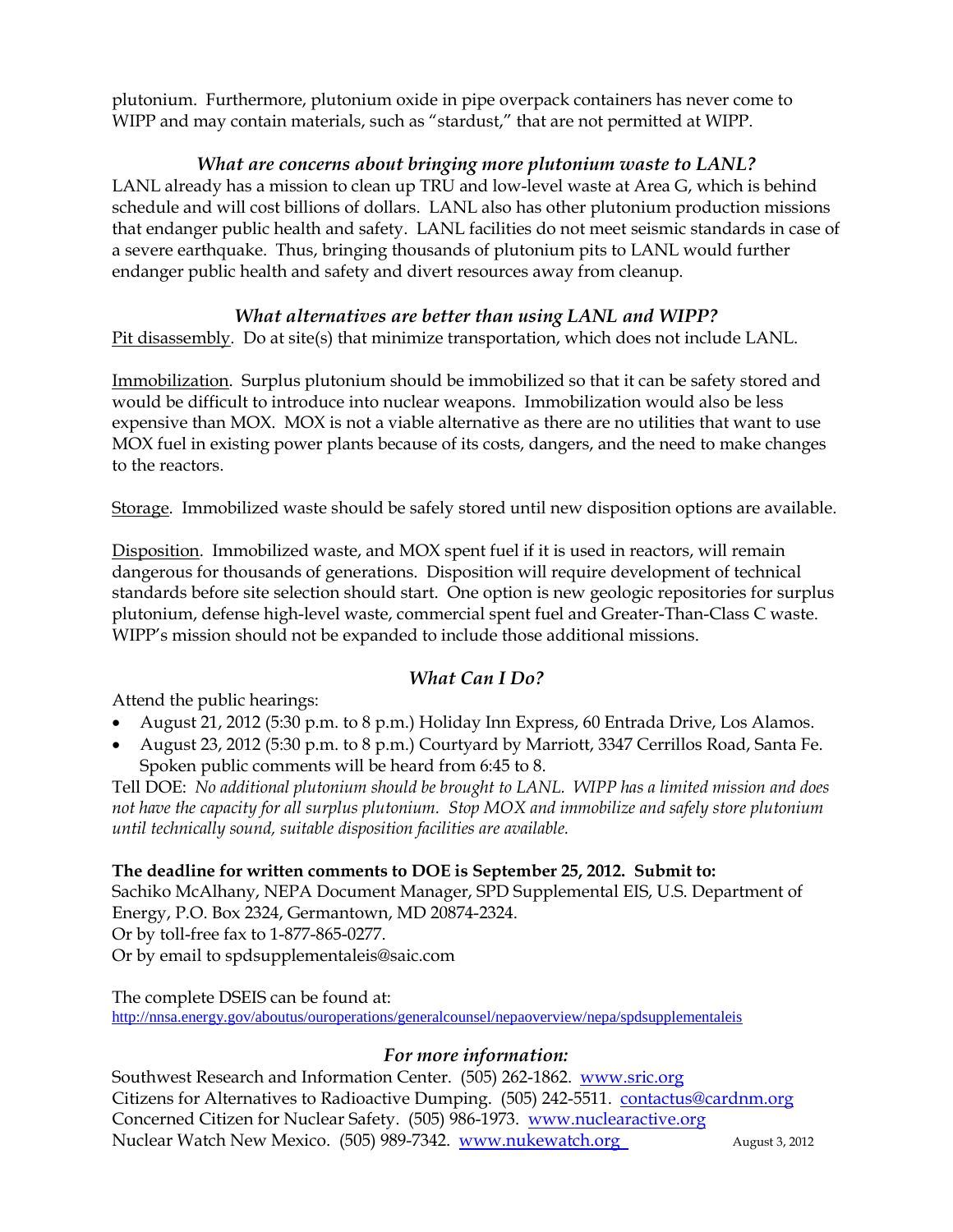plutonium. Furthermore, plutonium oxide in pipe overpack containers has never come to WIPP and may contain materials, such as "stardust," that are not permitted at WIPP.

### *What are concerns about bringing more plutonium waste to LANL?*

LANL already has a mission to clean up TRU and low-level waste at Area G, which is behind schedule and will cost billions of dollars. LANL also has other plutonium production missions that endanger public health and safety. LANL facilities do not meet seismic standards in case of a severe earthquake. Thus, bringing thousands of plutonium pits to LANL would further endanger public health and safety and divert resources away from cleanup.

### *What alternatives are better than using LANL and WIPP?*

Pit disassembly. Do at site(s) that minimize transportation, which does not include LANL.

Immobilization. Surplus plutonium should be immobilized so that it can be safety stored and would be difficult to introduce into nuclear weapons. Immobilization would also be less expensive than MOX. MOX is not a viable alternative as there are no utilities that want to use MOX fuel in existing power plants because of its costs, dangers, and the need to make changes to the reactors.

Storage. Immobilized waste should be safely stored until new disposition options are available.

Disposition. Immobilized waste, and MOX spent fuel if it is used in reactors, will remain dangerous for thousands of generations. Disposition will require development of technical standards before site selection should start. One option is new geologic repositories for surplus plutonium, defense high-level waste, commercial spent fuel and Greater-Than-Class C waste. WIPP's mission should not be expanded to include those additional missions.

### *What Can I Do?*

Attend the public hearings:

- August 21, 2012 (5:30 p.m. to 8 p.m.) Holiday Inn Express, 60 Entrada Drive, Los Alamos.
- August 23, 2012 (5:30 p.m. to 8 p.m.) Courtyard by Marriott, 3347 Cerrillos Road, Santa Fe. Spoken public comments will be heard from 6:45 to 8.

Tell DOE: *No additional plutonium should be brought to LANL. WIPP has a limited mission and does not have the capacity for all surplus plutonium. Stop MOX and immobilize and safely store plutonium until technically sound, suitable disposition facilities are available.*

**The deadline for written comments to DOE is September 25, 2012. Submit to:**
Sachiko McAlhany, NEPA Document Manager, SPD Supplemental EIS, U.S. Department of Energy, P.O. Box 2324, Germantown, MD 20874-2324.
Or by toll-free fax to 1-877-865-0277.
Or by email to spdsupplementaleis@saic.com

The complete DSEIS can be found at:
http://nnsa.energy.gov/aboutus/ouroperations/generalcounsel/nepaoverview/nepa/spdsupplementaleis

### *For more information:*

Southwest Research and Information Center. (505) 262-1862. www.sric.org
Citizens for Alternatives to Radioactive Dumping. (505) 242-5511. contactus@cardnm.org
Concerned Citizen for Nuclear Safety. (505) 986-1973. www.nuclearactive.org
Nuclear Watch New Mexico. (505) 989-7342. www.nukewatch.org

August 3, 2012